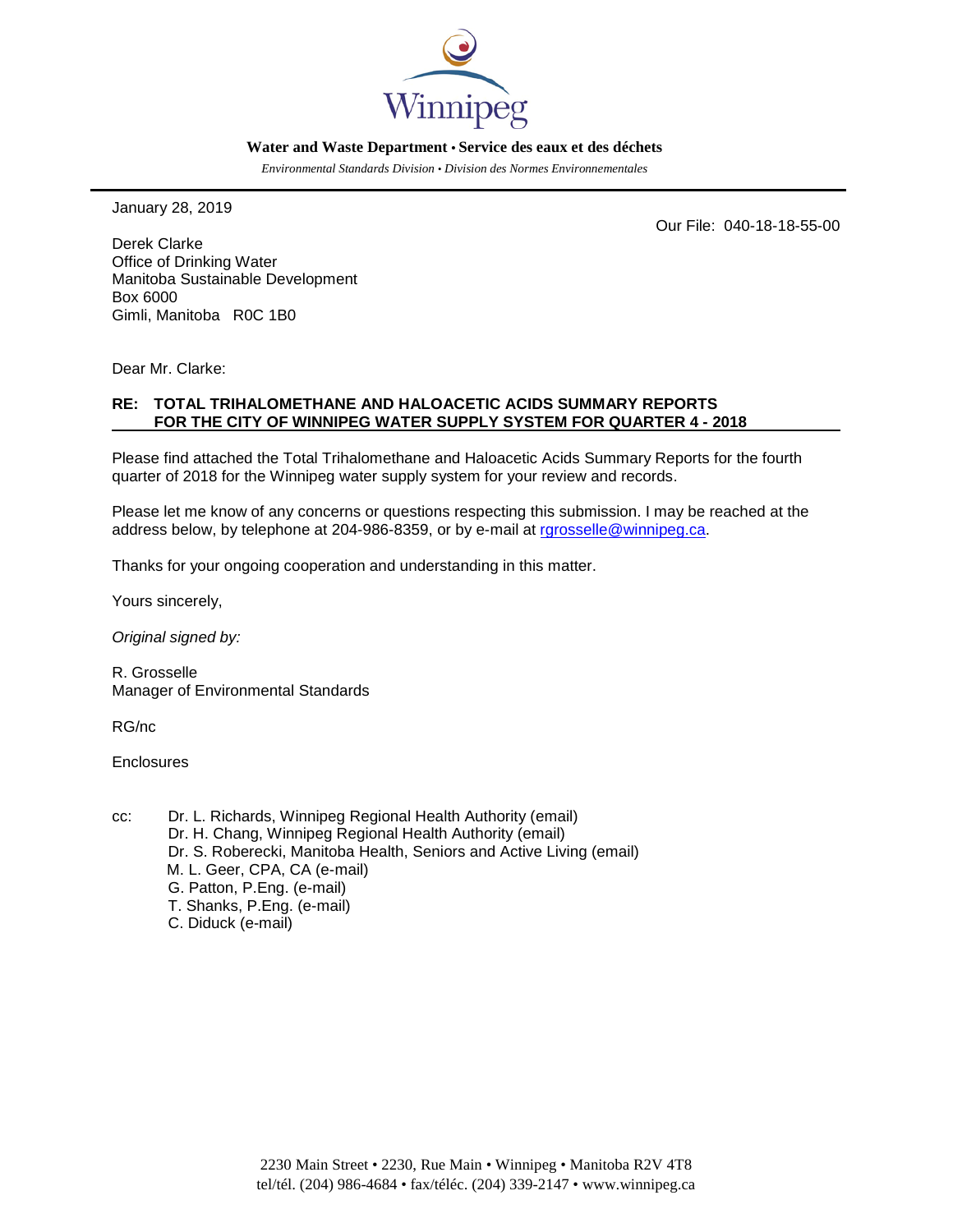**Water and Waste Department • Service des eaux et des déchets**

*Environmental Standards Division • Division des Normes Environnementales*

---

January 28, 2019

Our File: 040-18-18-55-00

Derek Clarke
Office of Drinking Water
Manitoba Sustainable Development
Box 6000
Gimli, Manitoba R0C 1B0

Dear Mr. Clarke:

**RE: TOTAL TRIHALOMETHANE AND HALOACETIC ACIDS SUMMARY REPORTS FOR THE CITY OF WINNIPEG WATER SUPPLY SYSTEM FOR QUARTER 4 - 2018**

Please find attached the Total Trihalomethane and Haloacetic Acids Summary Reports for the fourth quarter of 2018 for the Winnipeg water supply system for your review and records.

Please let me know of any concerns or questions respecting this submission. I may be reached at the address below, by telephone at 204-986-8359, or by e-mail at rgrosselle@winnipeg.ca.

Thanks for your ongoing cooperation and understanding in this matter.

Yours sincerely,

*Original signed by:*

R. Grosselle
Manager of Environmental Standards

RG/nc

Enclosures

cc: Dr. L. Richards, Winnipeg Regional Health Authority (email)
Dr. H. Chang, Winnipeg Regional Health Authority (email)
Dr. S. Roberecki, Manitoba Health, Seniors and Active Living (email)
M. L. Geer, CPA, CA (e-mail)
G. Patton, P.Eng. (e-mail)
T. Shanks, P.Eng. (e-mail)
C. Diduck (e-mail)

2230 Main Street • 2230, Rue Main • Winnipeg • Manitoba R2V 4T8
tel/tél. (204) 986-4684 • fax/téléc. (204) 339-2147 • www.winnipeg.ca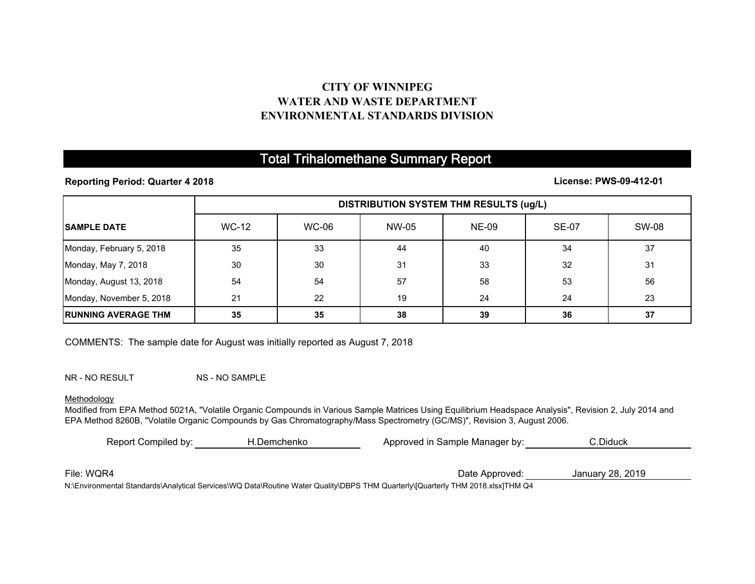**CITY OF WINNIPEG**
**WATER AND WASTE DEPARTMENT**
**ENVIRONMENTAL STANDARDS DIVISION**

# Total Trihalomethane Summary Report

**Reporting Period: Quarter 4 2018** **License: PWS-09-412-01**

| | DISTRIBUTION SYSTEM THM RESULTS (ug/L) | | | | | |
|---|---|---|---|---|---|---|
| **SAMPLE DATE** | WC-12 | WC-06 | NW-05 | NE-09 | SE-07 | SW-08 |
| Monday, February 5, 2018 | 35 | 33 | 44 | 40 | 34 | 37 |
| Monday, May 7, 2018 | 30 | 30 | 31 | 33 | 32 | 31 |
| Monday, August 13, 2018 | 54 | 54 | 57 | 58 | 53 | 56 |
| Monday, November 5, 2018 | 21 | 22 | 19 | 24 | 24 | 23 |
| **RUNNING AVERAGE THM** | **35** | **35** | **38** | **39** | **36** | **37** |

COMMENTS: The sample date for August was initially reported as August 7, 2018

NR - NO RESULT NS - NO SAMPLE

Methodology

Modified from EPA Method 5021A, "Volatile Organic Compounds in Various Sample Matrices Using Equilibrium Headspace Analysis", Revision 2, July 2014 and EPA Method 8260B, "Volatile Organic Compounds by Gas Chromatography/Mass Spectrometry (GC/MS)", Revision 3, August 2006.

Report Compiled by: H.Demchenko Approved in Sample Manager by: C.Diduck

File: WQR4 Date Approved: January 28, 2019

N:\Environmental Standards\Analytical Services\WQ Data\Routine Water Quality\DBPS THM Quarterly\[Quarterly THM 2018.xlsx]THM Q4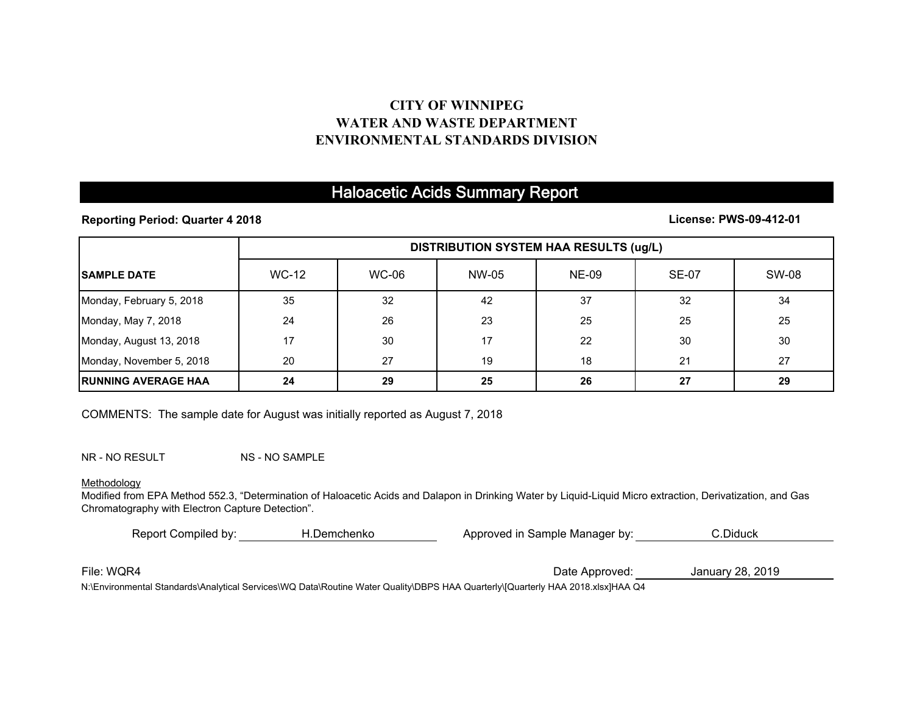# CITY OF WINNIPEG
# WATER AND WASTE DEPARTMENT
# ENVIRONMENTAL STANDARDS DIVISION

## Haloacetic Acids Summary Report

**Reporting Period: Quarter 4 2018** **License: PWS-09-412-01**

| | DISTRIBUTION SYSTEM HAA RESULTS (ug/L) | | | | | |
|---|---|---|---|---|---|---|
| **SAMPLE DATE** | WC-12 | WC-06 | NW-05 | NE-09 | SE-07 | SW-08 |
| Monday, February 5, 2018 | 35 | 32 | 42 | 37 | 32 | 34 |
| Monday, May 7, 2018 | 24 | 26 | 23 | 25 | 25 | 25 |
| Monday, August 13, 2018 | 17 | 30 | 17 | 22 | 30 | 30 |
| Monday, November 5, 2018 | 20 | 27 | 19 | 18 | 21 | 27 |
| **RUNNING AVERAGE HAA** | **24** | **29** | **25** | **26** | **27** | **29** |

COMMENTS: The sample date for August was initially reported as August 7, 2018

NR - NO RESULT NS - NO SAMPLE

Methodology

Modified from EPA Method 552.3, "Determination of Haloacetic Acids and Dalapon in Drinking Water by Liquid-Liquid Micro extraction, Derivatization, and Gas Chromatography with Electron Capture Detection".

Report Compiled by: H.Demchenko Approved in Sample Manager by: C.Diduck

File: WQR4 Date Approved: January 28, 2019

N:\Environmental Standards\Analytical Services\WQ Data\Routine Water Quality\DBPS HAA Quarterly\[Quarterly HAA 2018.xlsx]HAA Q4